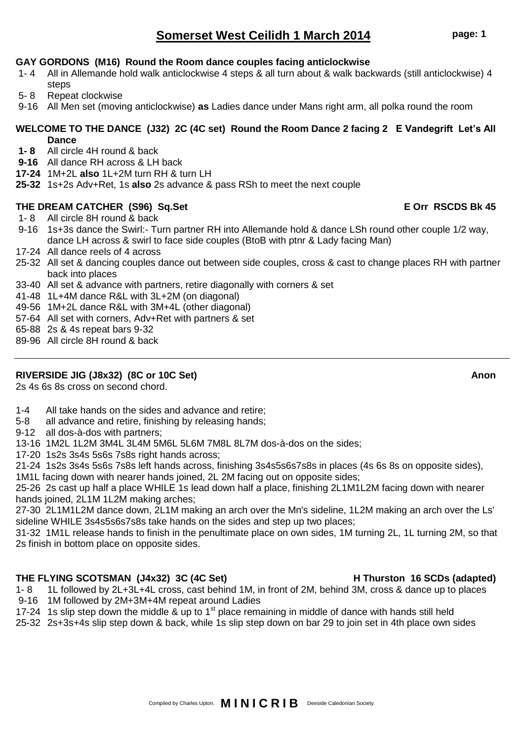# Somerset West Ceilidh 1 March 2014

**GAY GORDONS (M16) Round the Room dance couples facing anticlockwise**

- 1- 4 All in Allemande hold walk anticlockwise 4 steps & all turn about & walk backwards (still anticlockwise) 4 steps
- 5- 8 Repeat clockwise
- 9-16 All Men set (moving anticlockwise) **as** Ladies dance under Mans right arm, all polka round the room

**WELCOME TO THE DANCE (J32) 2C (4C set) Round the Room Dance 2 facing 2 E Vandegrift Let's All Dance**

- **1- 8** All circle 4H round & back
- **9-16** All dance RH across & LH back
- **17-24** 1M+2L **also** 1L+2M turn RH & turn LH
- **25-32** 1s+2s Adv+Ret, 1s **also** 2s advance & pass RSh to meet the next couple

**THE DREAM CATCHER (S96) Sq.Set E Orr RSCDS Bk 45**

- 1- 8 All circle 8H round & back
- 9-16 1s+3s dance the Swirl:- Turn partner RH into Allemande hold & dance LSh round other couple 1/2 way, dance LH across & swirl to face side couples (BtoB with ptnr & Lady facing Man)
- 17-24 All dance reels of 4 across
- 25-32 All set & dancing couples dance out between side couples, cross & cast to change places RH with partner back into places
- 33-40 All set & advance with partners, retire diagonally with corners & set
- 41-48 1L+4M dance R&L with 3L+2M (on diagonal)
- 49-56 1M+2L dance R&L with 3M+4L (other diagonal)
- 57-64 All set with corners, Adv+Ret with partners & set
- 65-88 2s & 4s repeat bars 9-32
- 89-96 All circle 8H round & back

---

**RIVERSIDE JIG (J8x32) (8C or 10C Set) Anon**

2s 4s 6s 8s cross on second chord.

1-4 All take hands on the sides and advance and retire;
5-8 all advance and retire, finishing by releasing hands;
9-12 all dos-à-dos with partners;
13-16 1M2L 1L2M 3M4L 3L4M 5M6L 5L6M 7M8L 8L7M dos-à-dos on the sides;
17-20 1s2s 3s4s 5s6s 7s8s right hands across;
21-24 1s2s 3s4s 5s6s 7s8s left hands across, finishing 3s4s5s6s7s8s in places (4s 6s 8s on opposite sides), 1M1L facing down with nearer hands joined, 2L 2M facing out on opposite sides;
25-26 2s cast up half a place WHILE 1s lead down half a place, finishing 2L1M1L2M facing down with nearer hands joined, 2L1M 1L2M making arches;
27-30 2L1M1L2M dance down, 2L1M making an arch over the Mn's sideline, 1L2M making an arch over the Ls' sideline WHILE 3s4s5s6s7s8s take hands on the sides and step up two places;
31-32 1M1L release hands to finish in the penultimate place on own sides, 1M turning 2L, 1L turning 2M, so that 2s finish in bottom place on opposite sides.

**THE FLYING SCOTSMAN (J4x32) 3C (4C Set) H Thurston 16 SCDs (adapted)**

- 1- 8 1L followed by 2L+3L+4L cross, cast behind 1M, in front of 2M, behind 3M, cross & dance up to places
- 9-16 1M followed by 2M+3M+4M repeat around Ladies
- 17-24 1s slip step down the middle & up to 1st place remaining in middle of dance with hands still held
- 25-32 2s+3s+4s slip step down & back, while 1s slip step down on bar 29 to join set in 4th place own sides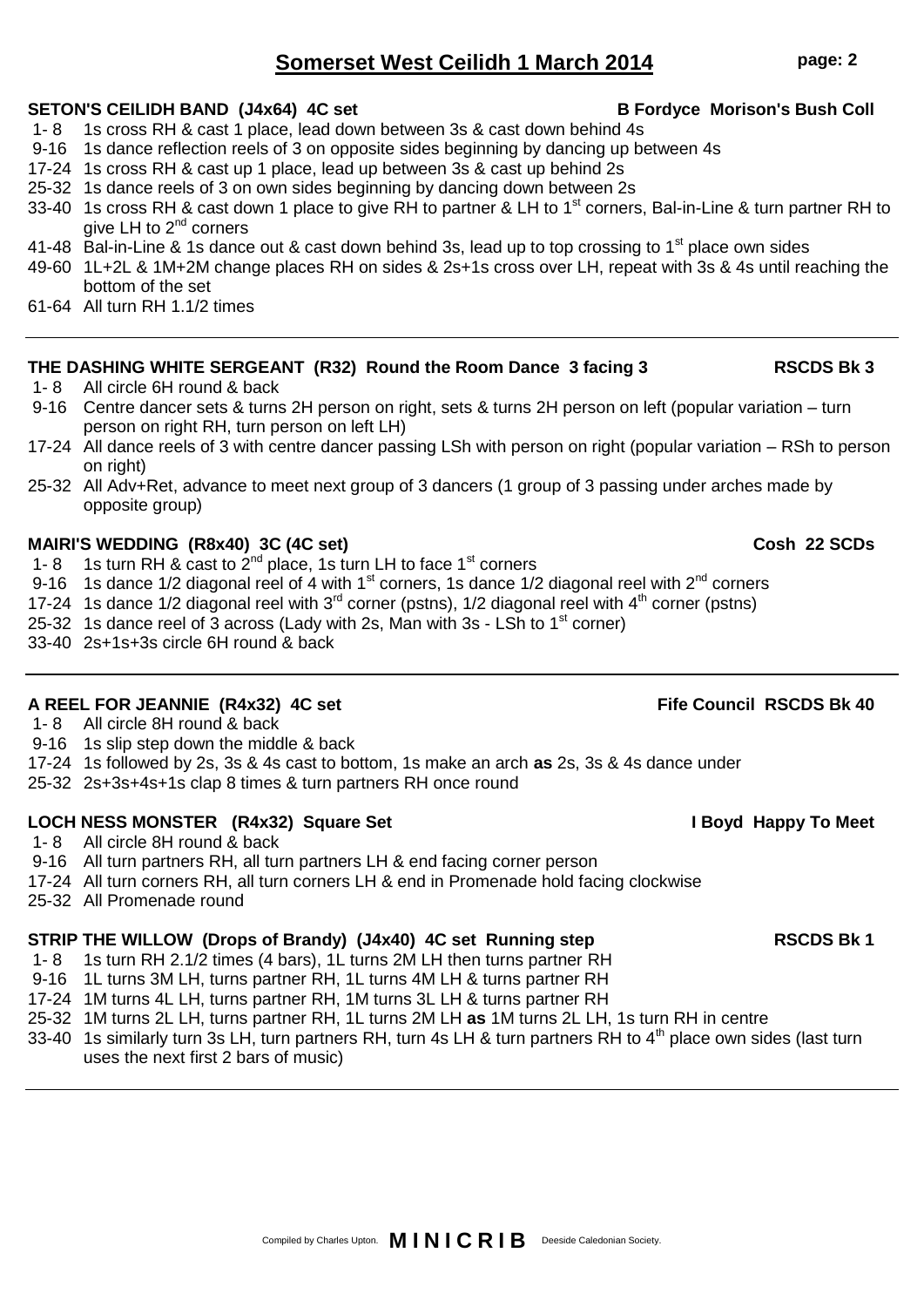## Somerset West Ceilidh 1 March 2014

**SETON'S CEILIDH BAND (J4x64) 4C set** — **B Fordyce Morison's Bush Coll**

- 1- 8 1s cross RH & cast 1 place, lead down between 3s & cast down behind 4s
- 9-16 1s dance reflection reels of 3 on opposite sides beginning by dancing up between 4s
- 17-24 1s cross RH & cast up 1 place, lead up between 3s & cast up behind 2s
- 25-32 1s dance reels of 3 on own sides beginning by dancing down between 2s
- 33-40 1s cross RH & cast down 1 place to give RH to partner & LH to 1st corners, Bal-in-Line & turn partner RH to give LH to 2nd corners
- 41-48 Bal-in-Line & 1s dance out & cast down behind 3s, lead up to top crossing to 1st place own sides
- 49-60 1L+2L & 1M+2M change places RH on sides & 2s+1s cross over LH, repeat with 3s & 4s until reaching the bottom of the set
- 61-64 All turn RH 1.1/2 times

---

**THE DASHING WHITE SERGEANT (R32) Round the Room Dance 3 facing 3** — **RSCDS Bk 3**

- 1- 8 All circle 6H round & back
- 9-16 Centre dancer sets & turns 2H person on right, sets & turns 2H person on left (popular variation – turn person on right RH, turn person on left LH)
- 17-24 All dance reels of 3 with centre dancer passing LSh with person on right (popular variation – RSh to person on right)
- 25-32 All Adv+Ret, advance to meet next group of 3 dancers (1 group of 3 passing under arches made by opposite group)

**MAIRI'S WEDDING (R8x40) 3C (4C set)** — **Cosh 22 SCDs**

- 1- 8 1s turn RH & cast to 2nd place, 1s turn LH to face 1st corners
- 9-16 1s dance 1/2 diagonal reel of 4 with 1st corners, 1s dance 1/2 diagonal reel with 2nd corners
- 17-24 1s dance 1/2 diagonal reel with 3rd corner (pstns), 1/2 diagonal reel with 4th corner (pstns)
- 25-32 1s dance reel of 3 across (Lady with 2s, Man with 3s - LSh to 1st corner)
- 33-40 2s+1s+3s circle 6H round & back

---

**A REEL FOR JEANNIE (R4x32) 4C set** — **Fife Council RSCDS Bk 40**

- 1- 8 All circle 8H round & back
- 9-16 1s slip step down the middle & back
- 17-24 1s followed by 2s, 3s & 4s cast to bottom, 1s make an arch **as** 2s, 3s & 4s dance under
- 25-32 2s+3s+4s+1s clap 8 times & turn partners RH once round

**LOCH NESS MONSTER (R4x32) Square Set** — **I Boyd Happy To Meet**

- 1- 8 All circle 8H round & back
- 9-16 All turn partners RH, all turn partners LH & end facing corner person
- 17-24 All turn corners RH, all turn corners LH & end in Promenade hold facing clockwise
- 25-32 All Promenade round

**STRIP THE WILLOW (Drops of Brandy) (J4x40) 4C set Running step** — **RSCDS Bk 1**

- 1- 8 1s turn RH 2.1/2 times (4 bars), 1L turns 2M LH then turns partner RH
- 9-16 1L turns 3M LH, turns partner RH, 1L turns 4M LH & turns partner RH
- 17-24 1M turns 4L LH, turns partner RH, 1M turns 3L LH & turns partner RH
- 25-32 1M turns 2L LH, turns partner RH, 1L turns 2M LH **as** 1M turns 2L LH, 1s turn RH in centre
- 33-40 1s similarly turn 3s LH, turn partners RH, turn 4s LH & turn partners RH to 4th place own sides (last turn uses the next first 2 bars of music)

---

Compiled by Charles Upton. **MINICRIB** Deeside Caledonian Society.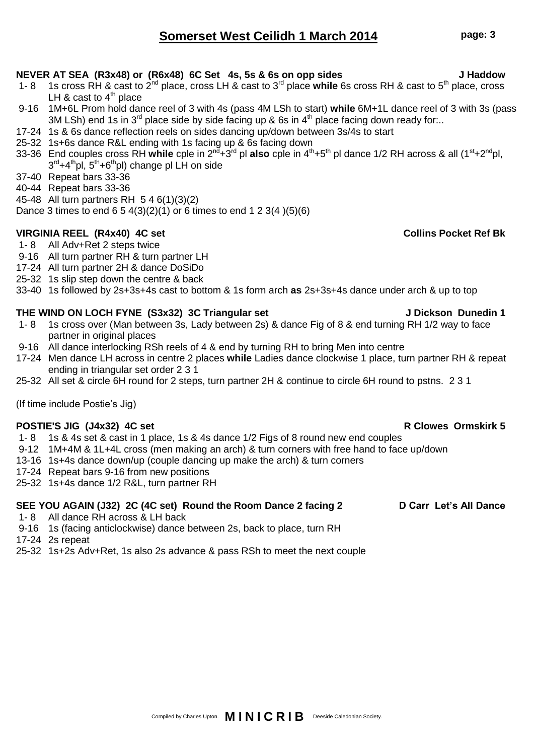# Somerset West Ceilidh 1 March 2014

**NEVER AT SEA (R3x48) or (R6x48) 6C Set 4s, 5s & 6s on opp sides** **J Haddow**

- 1- 8 1s cross RH & cast to 2nd place, cross LH & cast to 3rd place **while** 6s cross RH & cast to 5th place, cross LH & cast to 4th place
- 9-16 1M+6L Prom hold dance reel of 3 with 4s (pass 4M LSh to start) **while** 6M+1L dance reel of 3 with 3s (pass 3M LSh) end 1s in 3rd place side by side facing up & 6s in 4th place facing down ready for:..
- 17-24 1s & 6s dance reflection reels on sides dancing up/down between 3s/4s to start
- 25-32 1s+6s dance R&L ending with 1s facing up & 6s facing down
- 33-36 End couples cross RH **while** cple in 2nd+3rd pl **also** cple in 4th+5th pl dance 1/2 RH across & all (1st+2nd pl, 3rd+4th pl, 5th+6th pl) change pl LH on side
- 37-40 Repeat bars 33-36
- 40-44 Repeat bars 33-36
- 45-48 All turn partners RH 5 4 6(1)(3)(2)

Dance 3 times to end 6 5 4(3)(2)(1) or 6 times to end 1 2 3(4 )(5)(6)

**VIRGINIA REEL (R4x40) 4C set** **Collins Pocket Ref Bk**

- 1- 8 All Adv+Ret 2 steps twice
- 9-16 All turn partner RH & turn partner LH
- 17-24 All turn partner 2H & dance DoSiDo
- 25-32 1s slip step down the centre & back
- 33-40 1s followed by 2s+3s+4s cast to bottom & 1s form arch **as** 2s+3s+4s dance under arch & up to top

**THE WIND ON LOCH FYNE (S3x32) 3C Triangular set** **J Dickson Dunedin 1**

- 1- 8 1s cross over (Man between 3s, Lady between 2s) & dance Fig of 8 & end turning RH 1/2 way to face partner in original places
- 9-16 All dance interlocking RSh reels of 4 & end by turning RH to bring Men into centre
- 17-24 Men dance LH across in centre 2 places **while** Ladies dance clockwise 1 place, turn partner RH & repeat ending in triangular set order 2 3 1
- 25-32 All set & circle 6H round for 2 steps, turn partner 2H & continue to circle 6H round to pstns. 2 3 1

(If time include Postie's Jig)

**POSTIE'S JIG (J4x32) 4C set** **R Clowes Ormskirk 5**

- 1- 8 1s & 4s set & cast in 1 place, 1s & 4s dance 1/2 Figs of 8 round new end couples
- 9-12 1M+4M & 1L+4L cross (men making an arch) & turn corners with free hand to face up/down
- 13-16 1s+4s dance down/up (couple dancing up make the arch) & turn corners
- 17-24 Repeat bars 9-16 from new positions
- 25-32 1s+4s dance 1/2 R&L, turn partner RH

**SEE YOU AGAIN (J32) 2C (4C set) Round the Room Dance 2 facing 2** **D Carr Let's All Dance**

- 1- 8 All dance RH across & LH back
- 9-16 1s (facing anticlockwise) dance between 2s, back to place, turn RH
- 17-24 2s repeat
- 25-32 1s+2s Adv+Ret, 1s also 2s advance & pass RSh to meet the next couple

Compiled by Charles Upton. **MINICRIB** Deeside Caledonian Society.